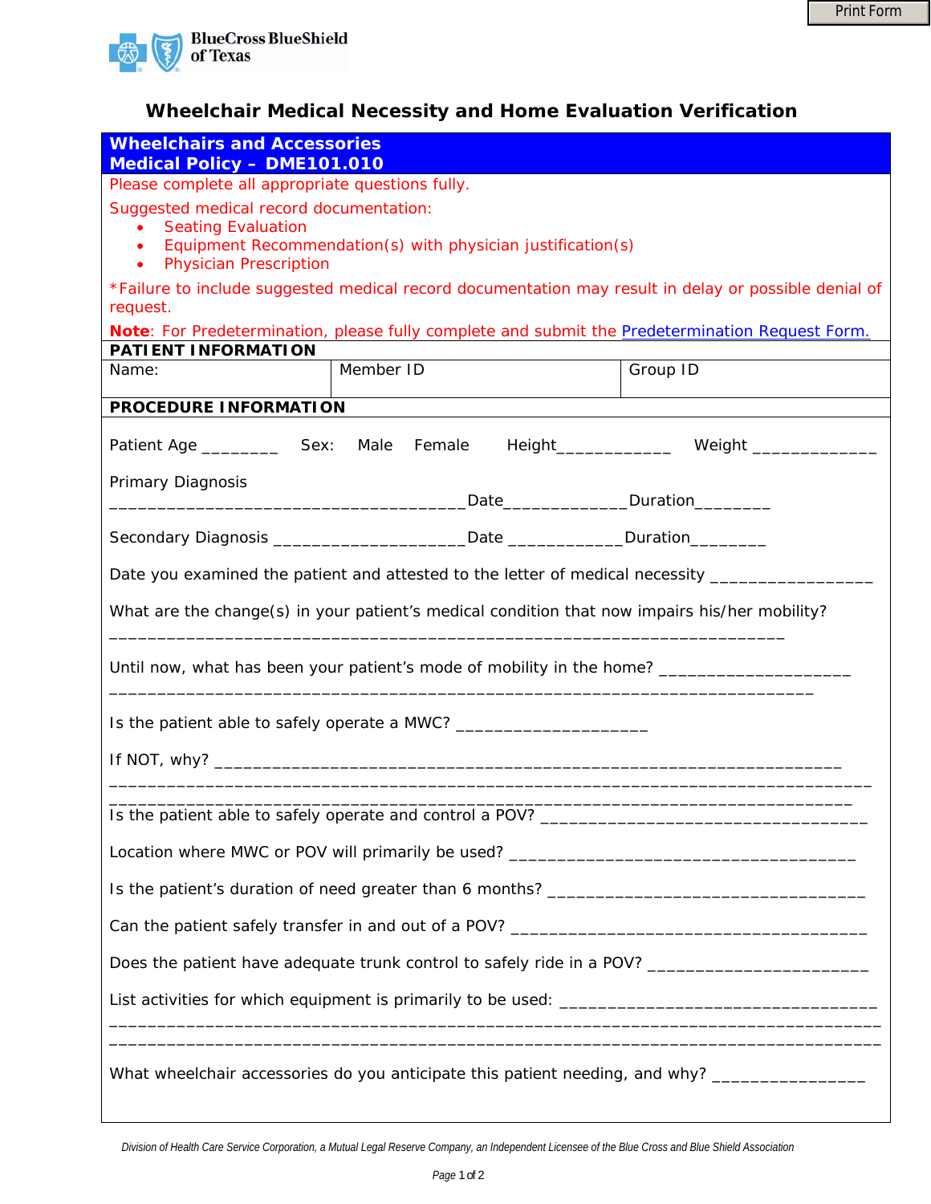BlueCross BlueShield of Texas

# Wheelchair Medical Necessity and Home Evaluation Verification

## Wheelchairs and Accessories
## Medical Policy – DME101.010

Please complete all appropriate questions fully.

Suggested medical record documentation:

- Seating Evaluation
- Equipment Recommendation(s) with physician justification(s)
- Physician Prescription

*Failure to include suggested medical record documentation may result in delay or possible denial of request.

**Note**: For Predetermination, please fully complete and submit the Predetermination Request Form.

**PATIENT INFORMATION**

| Name: | Member ID | Group ID |
|---|---|---|
| | | |

**PROCEDURE INFORMATION**

Patient Age ________ Sex: Male Female Height____________ Weight _____________

Primary Diagnosis
_____________________________________Date_____________Duration________

Secondary Diagnosis ____________________Date ____________Duration________

Date you examined the patient and attested to the letter of medical necessity _________________

What are the change(s) in your patient's medical condition that now impairs his/her mobility?
______________________________________________________________________

Until now, what has been your patient's mode of mobility in the home? ____________________
_________________________________________________________________________

Is the patient able to safely operate a MWC? ___________________

If NOT, why? _________________________________________________________________
_______________________________________________________________________________
_____________________________________________________________________________

Is the patient able to safely operate and control a POV? _________________________________

Location where MWC or POV will primarily be used? ____________________________________

Is the patient's duration of need greater than 6 months? _________________________________

Can the patient safely transfer in and out of a POV? _____________________________________

Does the patient have adequate trunk control to safely ride in a POV? ______________________

List activities for which equipment is primarily to be used: _________________________________
________________________________________________________________________________
________________________________________________________________________________

What wheelchair accessories do you anticipate this patient needing, and why? ________________

*Division of Health Care Service Corporation, a Mutual Legal Reserve Company, an Independent Licensee of the Blue Cross and Blue Shield Association*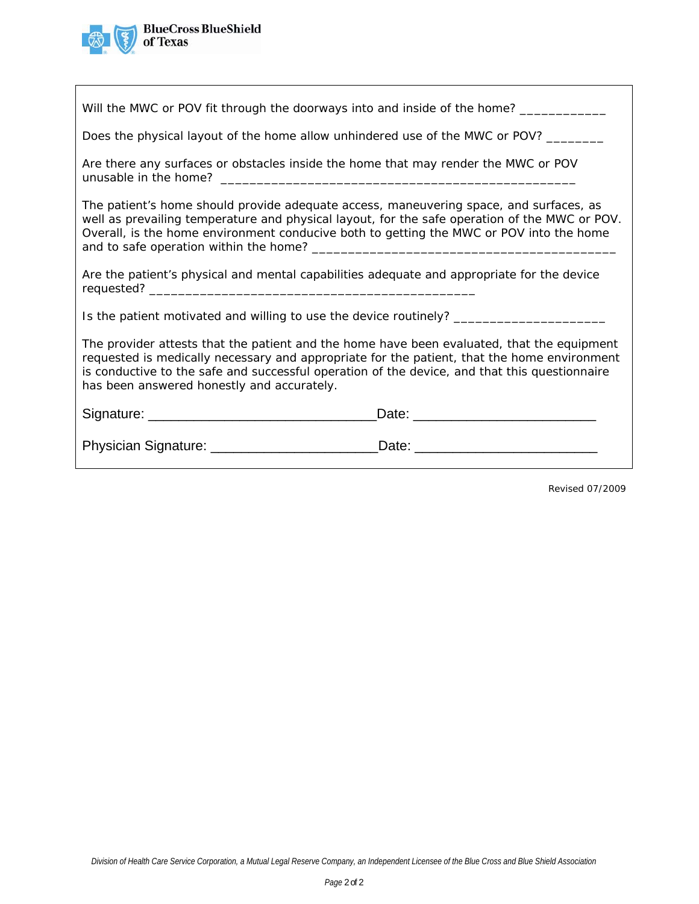Will the MWC or POV fit through the doorways into and inside of the home? ____________

Does the physical layout of the home allow unhindered use of the MWC or POV? ________

Are there any surfaces or obstacles inside the home that may render the MWC or POV unusable in the home? __________________________________________________

The patient's home should provide adequate access, maneuvering space, and surfaces, as well as prevailing temperature and physical layout, for the safe operation of the MWC or POV. Overall, is the home environment conducive both to getting the MWC or POV into the home and to safe operation within the home? __________________________________________

Are the patient's physical and mental capabilities adequate and appropriate for the device requested? ______________________________________________

Is the patient motivated and willing to use the device routinely? ____________________

The provider attests that the patient and the home have been evaluated, that the equipment requested is medically necessary and appropriate for the patient, that the home environment is conductive to the safe and successful operation of the device, and that this questionnaire has been answered honestly and accurately.

Signature: ______________________________Date: ________________________

Physician Signature: ______________________Date: ________________________

Revised 07/2009

*Division of Health Care Service Corporation, a Mutual Legal Reserve Company, an Independent Licensee of the Blue Cross and Blue Shield Association*